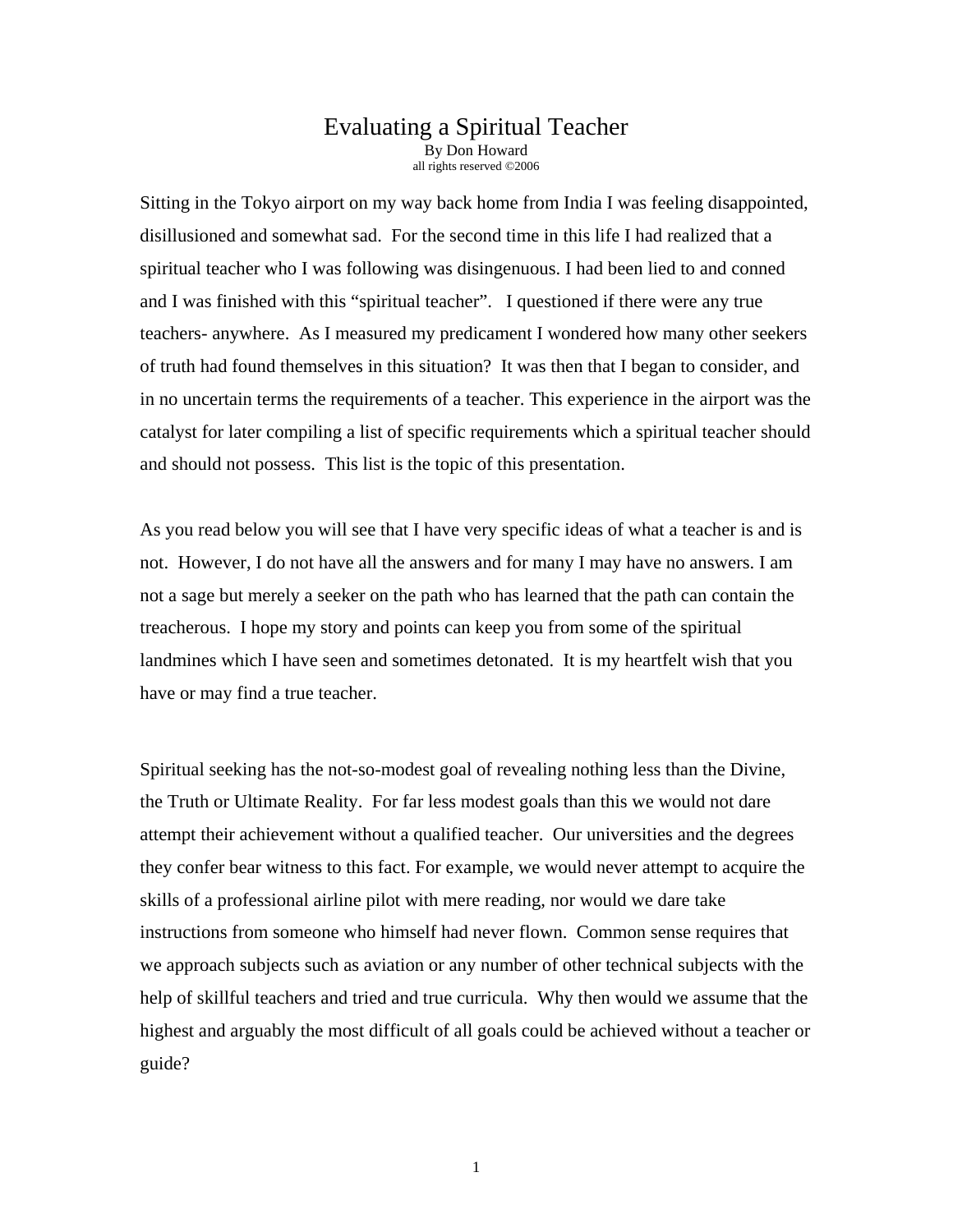# Evaluating a Spiritual Teacher

By Don Howard

all rights reserved ©2006

Sitting in the Tokyo airport on my way back home from India I was feeling disappointed, disillusioned and somewhat sad. For the second time in this life I had realized that a spiritual teacher who I was following was disingenuous. I had been lied to and conned and I was finished with this "spiritual teacher". I questioned if there were any true teachers- anywhere. As I measured my predicament I wondered how many other seekers of truth had found themselves in this situation? It was then that I began to consider, and in no uncertain terms the requirements of a teacher. This experience in the airport was the catalyst for later compiling a list of specific requirements which a spiritual teacher should and should not possess. This list is the topic of this presentation.

As you read below you will see that I have very specific ideas of what a teacher is and is not. However, I do not have all the answers and for many I may have no answers. I am not a sage but merely a seeker on the path who has learned that the path can contain the treacherous. I hope my story and points can keep you from some of the spiritual landmines which I have seen and sometimes detonated. It is my heartfelt wish that you have or may find a true teacher.

Spiritual seeking has the not-so-modest goal of revealing nothing less than the Divine, the Truth or Ultimate Reality. For far less modest goals than this we would not dare attempt their achievement without a qualified teacher. Our universities and the degrees they confer bear witness to this fact. For example, we would never attempt to acquire the skills of a professional airline pilot with mere reading, nor would we dare take instructions from someone who himself had never flown. Common sense requires that we approach subjects such as aviation or any number of other technical subjects with the help of skillful teachers and tried and true curricula. Why then would we assume that the highest and arguably the most difficult of all goals could be achieved without a teacher or guide?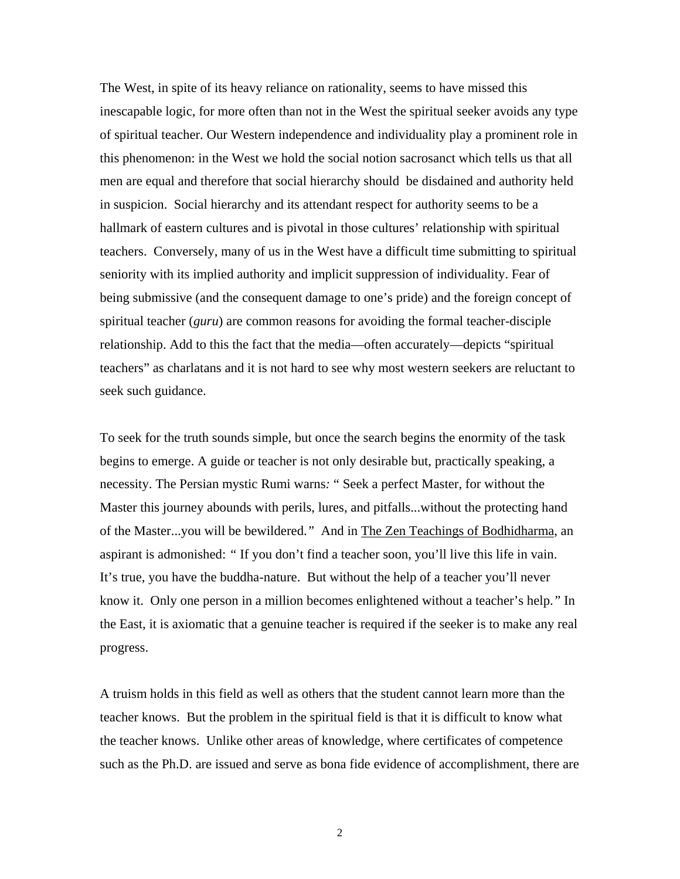The West, in spite of its heavy reliance on rationality, seems to have missed this inescapable logic, for more often than not in the West the spiritual seeker avoids any type of spiritual teacher. Our Western independence and individuality play a prominent role in this phenomenon: in the West we hold the social notion sacrosanct which tells us that all men are equal and therefore that social hierarchy should be disdained and authority held in suspicion. Social hierarchy and its attendant respect for authority seems to be a hallmark of eastern cultures and is pivotal in those cultures' relationship with spiritual teachers. Conversely, many of us in the West have a difficult time submitting to spiritual seniority with its implied authority and implicit suppression of individuality. Fear of being submissive (and the consequent damage to one's pride) and the foreign concept of spiritual teacher (*guru*) are common reasons for avoiding the formal teacher-disciple relationship. Add to this the fact that the media—often accurately—depicts "spiritual teachers" as charlatans and it is not hard to see why most western seekers are reluctant to seek such guidance.

To seek for the truth sounds simple, but once the search begins the enormity of the task begins to emerge. A guide or teacher is not only desirable but, practically speaking, a necessity. The Persian mystic Rumi warns: "Seek a perfect Master, for without the Master this journey abounds with perils, lures, and pitfalls...without the protecting hand of the Master...you will be bewildered." And in <u>The Zen Teachings of Bodhidharma</u>, an aspirant is admonished: "If you don't find a teacher soon, you'll live this life in vain. It's true, you have the buddha-nature. But without the help of a teacher you'll never know it. Only one person in a million becomes enlightened without a teacher's help." In the East, it is axiomatic that a genuine teacher is required if the seeker is to make any real progress.

A truism holds in this field as well as others that the student cannot learn more than the teacher knows. But the problem in the spiritual field is that it is difficult to know what the teacher knows. Unlike other areas of knowledge, where certificates of competence such as the Ph.D. are issued and serve as bona fide evidence of accomplishment, there are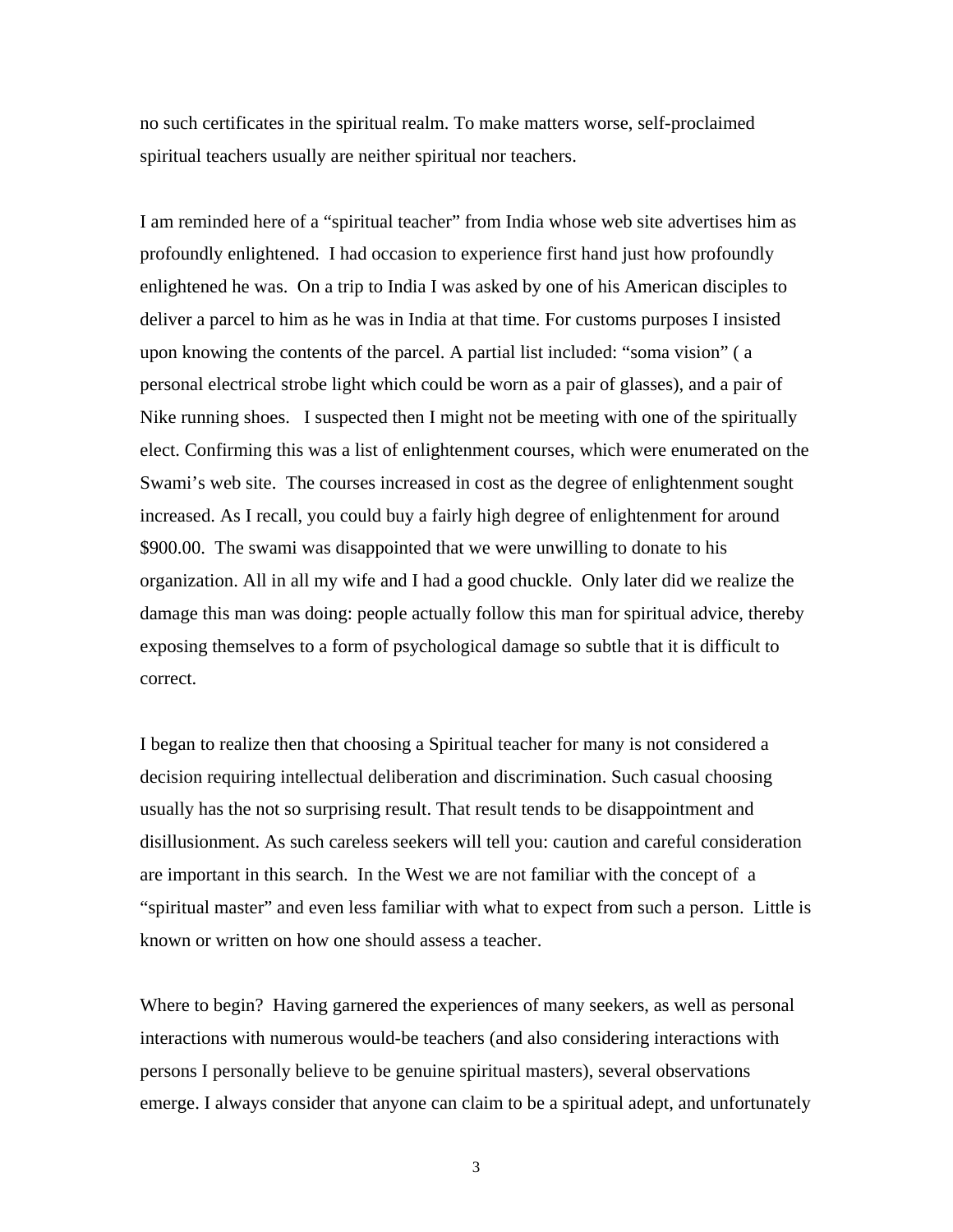no such certificates in the spiritual realm. To make matters worse, self-proclaimed spiritual teachers usually are neither spiritual nor teachers.

I am reminded here of a "spiritual teacher" from India whose web site advertises him as profoundly enlightened. I had occasion to experience first hand just how profoundly enlightened he was. On a trip to India I was asked by one of his American disciples to deliver a parcel to him as he was in India at that time. For customs purposes I insisted upon knowing the contents of the parcel. A partial list included: "soma vision" ( a personal electrical strobe light which could be worn as a pair of glasses), and a pair of Nike running shoes. I suspected then I might not be meeting with one of the spiritually elect. Confirming this was a list of enlightenment courses, which were enumerated on the Swami's web site. The courses increased in cost as the degree of enlightenment sought increased. As I recall, you could buy a fairly high degree of enlightenment for around \$900.00. The swami was disappointed that we were unwilling to donate to his organization. All in all my wife and I had a good chuckle. Only later did we realize the damage this man was doing: people actually follow this man for spiritual advice, thereby exposing themselves to a form of psychological damage so subtle that it is difficult to correct.

I began to realize then that choosing a Spiritual teacher for many is not considered a decision requiring intellectual deliberation and discrimination. Such casual choosing usually has the not so surprising result. That result tends to be disappointment and disillusionment. As such careless seekers will tell you: caution and careful consideration are important in this search. In the West we are not familiar with the concept of a "spiritual master" and even less familiar with what to expect from such a person. Little is known or written on how one should assess a teacher.

Where to begin? Having garnered the experiences of many seekers, as well as personal interactions with numerous would-be teachers (and also considering interactions with persons I personally believe to be genuine spiritual masters), several observations emerge. I always consider that anyone can claim to be a spiritual adept, and unfortunately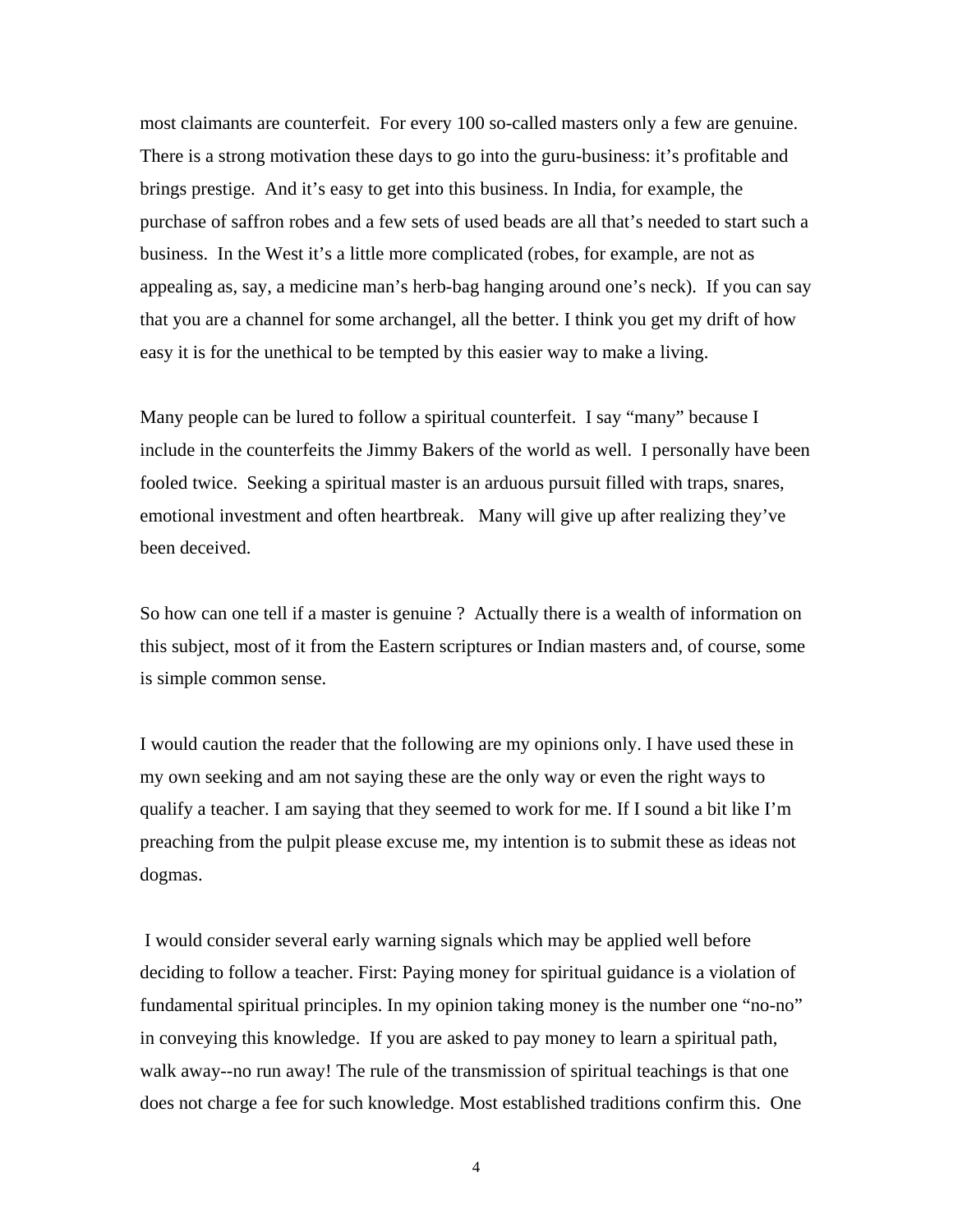most claimants are counterfeit. For every 100 so-called masters only a few are genuine. There is a strong motivation these days to go into the guru-business: it's profitable and brings prestige. And it's easy to get into this business. In India, for example, the purchase of saffron robes and a few sets of used beads are all that's needed to start such a business. In the West it's a little more complicated (robes, for example, are not as appealing as, say, a medicine man's herb-bag hanging around one's neck). If you can say that you are a channel for some archangel, all the better. I think you get my drift of how easy it is for the unethical to be tempted by this easier way to make a living.

Many people can be lured to follow a spiritual counterfeit. I say "many" because I include in the counterfeits the Jimmy Bakers of the world as well. I personally have been fooled twice. Seeking a spiritual master is an arduous pursuit filled with traps, snares, emotional investment and often heartbreak. Many will give up after realizing they've been deceived.

So how can one tell if a master is genuine ? Actually there is a wealth of information on this subject, most of it from the Eastern scriptures or Indian masters and, of course, some is simple common sense.

I would caution the reader that the following are my opinions only. I have used these in my own seeking and am not saying these are the only way or even the right ways to qualify a teacher. I am saying that they seemed to work for me. If I sound a bit like I'm preaching from the pulpit please excuse me, my intention is to submit these as ideas not dogmas.

I would consider several early warning signals which may be applied well before deciding to follow a teacher. First: Paying money for spiritual guidance is a violation of fundamental spiritual principles. In my opinion taking money is the number one "no-no" in conveying this knowledge. If you are asked to pay money to learn a spiritual path, walk away--no run away! The rule of the transmission of spiritual teachings is that one does not charge a fee for such knowledge. Most established traditions confirm this. One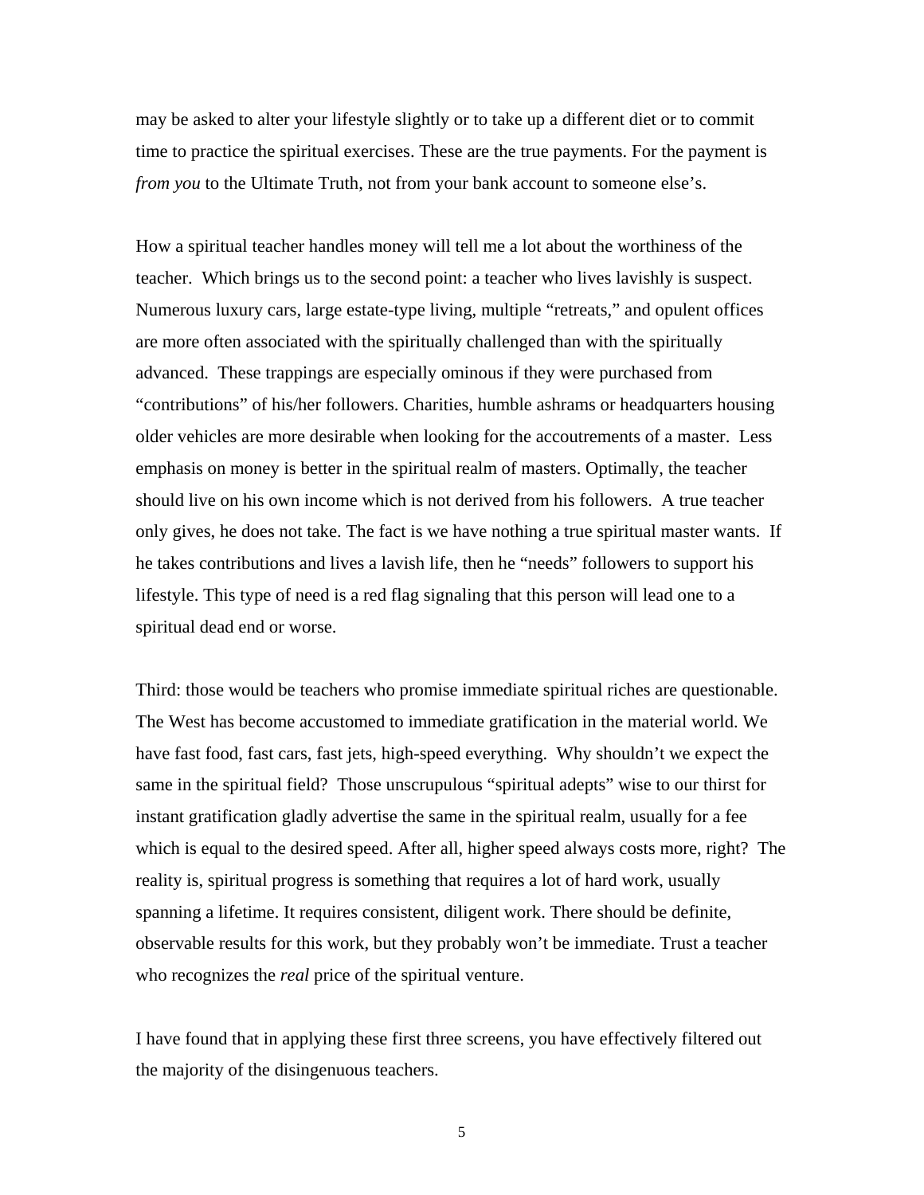may be asked to alter your lifestyle slightly or to take up a different diet or to commit time to practice the spiritual exercises. These are the true payments. For the payment is *from you* to the Ultimate Truth, not from your bank account to someone else's.

How a spiritual teacher handles money will tell me a lot about the worthiness of the teacher. Which brings us to the second point: a teacher who lives lavishly is suspect. Numerous luxury cars, large estate-type living, multiple "retreats," and opulent offices are more often associated with the spiritually challenged than with the spiritually advanced. These trappings are especially ominous if they were purchased from "contributions" of his/her followers. Charities, humble ashrams or headquarters housing older vehicles are more desirable when looking for the accoutrements of a master. Less emphasis on money is better in the spiritual realm of masters. Optimally, the teacher should live on his own income which is not derived from his followers. A true teacher only gives, he does not take. The fact is we have nothing a true spiritual master wants. If he takes contributions and lives a lavish life, then he "needs" followers to support his lifestyle. This type of need is a red flag signaling that this person will lead one to a spiritual dead end or worse.

Third: those would be teachers who promise immediate spiritual riches are questionable. The West has become accustomed to immediate gratification in the material world. We have fast food, fast cars, fast jets, high-speed everything. Why shouldn't we expect the same in the spiritual field? Those unscrupulous "spiritual adepts" wise to our thirst for instant gratification gladly advertise the same in the spiritual realm, usually for a fee which is equal to the desired speed. After all, higher speed always costs more, right? The reality is, spiritual progress is something that requires a lot of hard work, usually spanning a lifetime. It requires consistent, diligent work. There should be definite, observable results for this work, but they probably won't be immediate. Trust a teacher who recognizes the *real* price of the spiritual venture.

I have found that in applying these first three screens, you have effectively filtered out the majority of the disingenuous teachers.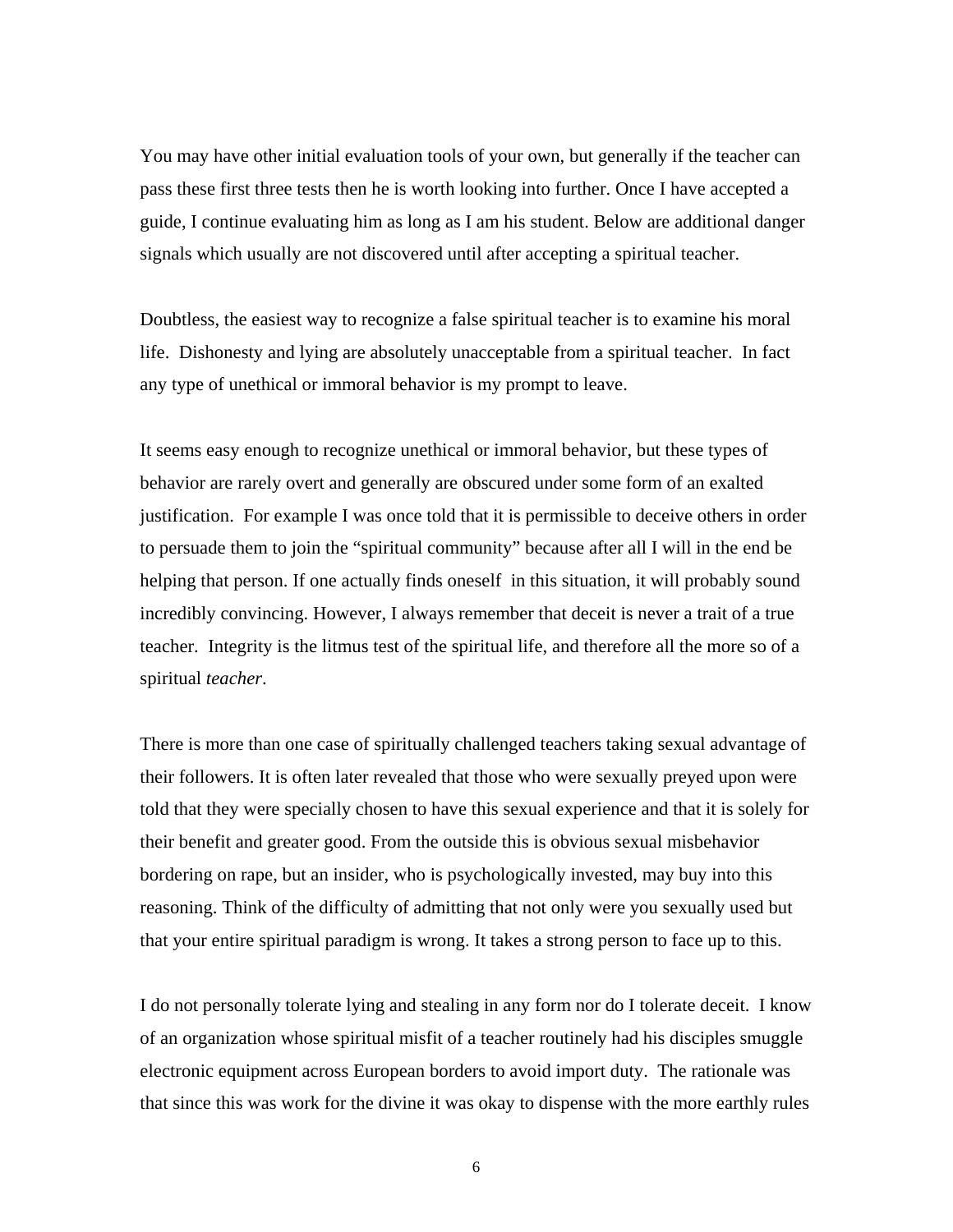You may have other initial evaluation tools of your own, but generally if the teacher can pass these first three tests then he is worth looking into further. Once I have accepted a guide, I continue evaluating him as long as I am his student. Below are additional danger signals which usually are not discovered until after accepting a spiritual teacher.

Doubtless, the easiest way to recognize a false spiritual teacher is to examine his moral life. Dishonesty and lying are absolutely unacceptable from a spiritual teacher. In fact any type of unethical or immoral behavior is my prompt to leave.

It seems easy enough to recognize unethical or immoral behavior, but these types of behavior are rarely overt and generally are obscured under some form of an exalted justification. For example I was once told that it is permissible to deceive others in order to persuade them to join the "spiritual community" because after all I will in the end be helping that person. If one actually finds oneself in this situation, it will probably sound incredibly convincing. However, I always remember that deceit is never a trait of a true teacher. Integrity is the litmus test of the spiritual life, and therefore all the more so of a spiritual *teacher*.

There is more than one case of spiritually challenged teachers taking sexual advantage of their followers. It is often later revealed that those who were sexually preyed upon were told that they were specially chosen to have this sexual experience and that it is solely for their benefit and greater good. From the outside this is obvious sexual misbehavior bordering on rape, but an insider, who is psychologically invested, may buy into this reasoning. Think of the difficulty of admitting that not only were you sexually used but that your entire spiritual paradigm is wrong. It takes a strong person to face up to this.

I do not personally tolerate lying and stealing in any form nor do I tolerate deceit. I know of an organization whose spiritual misfit of a teacher routinely had his disciples smuggle electronic equipment across European borders to avoid import duty. The rationale was that since this was work for the divine it was okay to dispense with the more earthly rules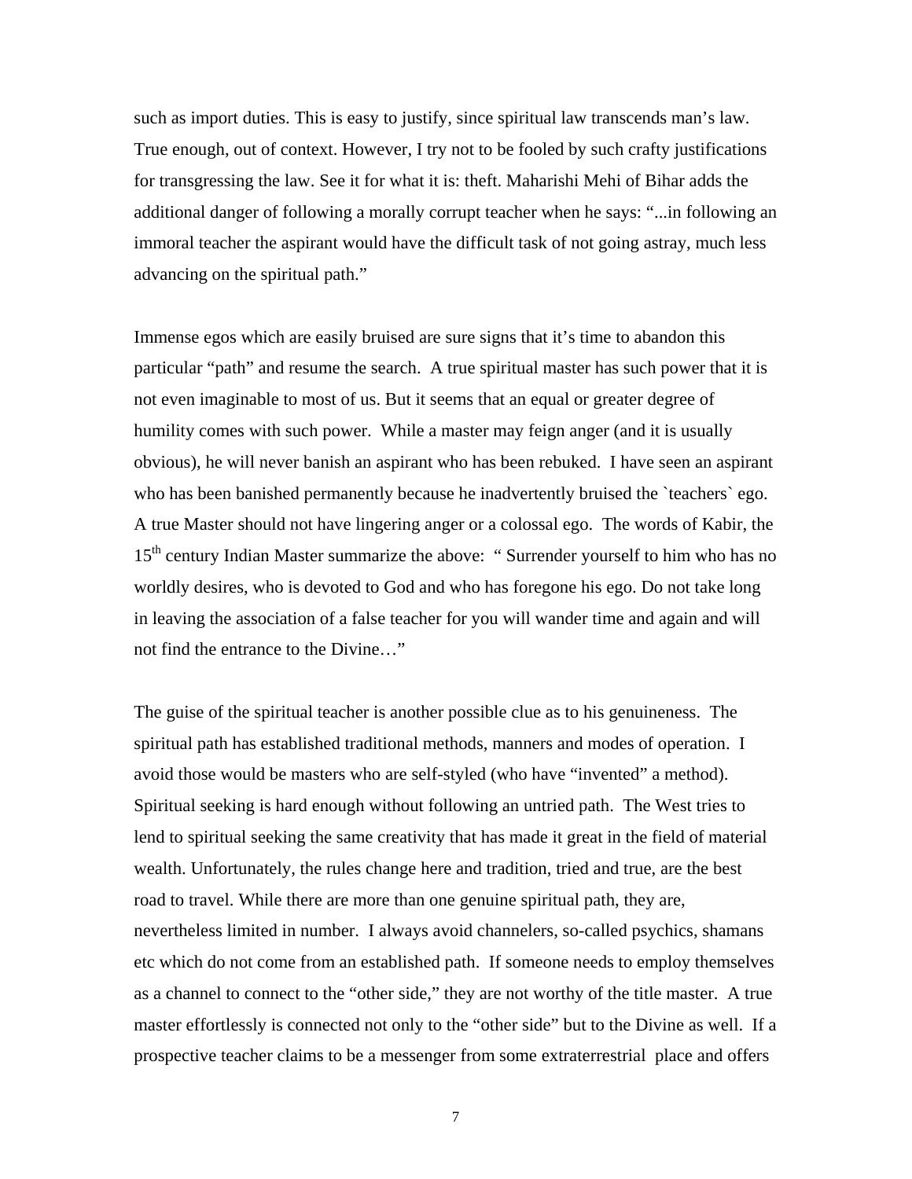such as import duties. This is easy to justify, since spiritual law transcends man's law. True enough, out of context. However, I try not to be fooled by such crafty justifications for transgressing the law. See it for what it is: theft. Maharishi Mehi of Bihar adds the additional danger of following a morally corrupt teacher when he says: "...in following an immoral teacher the aspirant would have the difficult task of not going astray, much less advancing on the spiritual path."

Immense egos which are easily bruised are sure signs that it's time to abandon this particular "path" and resume the search. A true spiritual master has such power that it is not even imaginable to most of us. But it seems that an equal or greater degree of humility comes with such power. While a master may feign anger (and it is usually obvious), he will never banish an aspirant who has been rebuked. I have seen an aspirant who has been banished permanently because he inadvertently bruised the `teachers` ego. A true Master should not have lingering anger or a colossal ego. The words of Kabir, the 15th century Indian Master summarize the above: " Surrender yourself to him who has no worldly desires, who is devoted to God and who has foregone his ego. Do not take long in leaving the association of a false teacher for you will wander time and again and will not find the entrance to the Divine…"

The guise of the spiritual teacher is another possible clue as to his genuineness. The spiritual path has established traditional methods, manners and modes of operation. I avoid those would be masters who are self-styled (who have "invented" a method). Spiritual seeking is hard enough without following an untried path. The West tries to lend to spiritual seeking the same creativity that has made it great in the field of material wealth. Unfortunately, the rules change here and tradition, tried and true, are the best road to travel. While there are more than one genuine spiritual path, they are, nevertheless limited in number. I always avoid channelers, so-called psychics, shamans etc which do not come from an established path. If someone needs to employ themselves as a channel to connect to the "other side," they are not worthy of the title master. A true master effortlessly is connected not only to the "other side" but to the Divine as well. If a prospective teacher claims to be a messenger from some extraterrestrial place and offers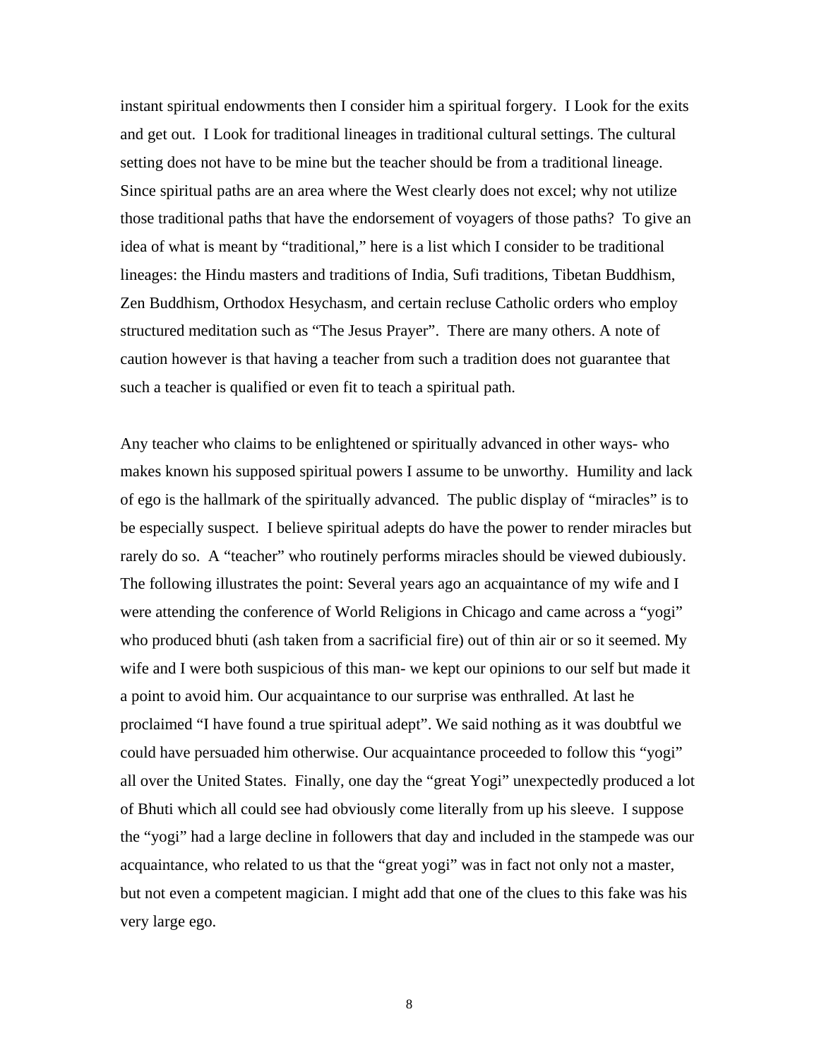instant spiritual endowments then I consider him a spiritual forgery. I Look for the exits and get out. I Look for traditional lineages in traditional cultural settings. The cultural setting does not have to be mine but the teacher should be from a traditional lineage. Since spiritual paths are an area where the West clearly does not excel; why not utilize those traditional paths that have the endorsement of voyagers of those paths? To give an idea of what is meant by "traditional," here is a list which I consider to be traditional lineages: the Hindu masters and traditions of India, Sufi traditions, Tibetan Buddhism, Zen Buddhism, Orthodox Hesychasm, and certain recluse Catholic orders who employ structured meditation such as "The Jesus Prayer". There are many others. A note of caution however is that having a teacher from such a tradition does not guarantee that such a teacher is qualified or even fit to teach a spiritual path.

Any teacher who claims to be enlightened or spiritually advanced in other ways- who makes known his supposed spiritual powers I assume to be unworthy. Humility and lack of ego is the hallmark of the spiritually advanced. The public display of "miracles" is to be especially suspect. I believe spiritual adepts do have the power to render miracles but rarely do so. A "teacher" who routinely performs miracles should be viewed dubiously. The following illustrates the point: Several years ago an acquaintance of my wife and I were attending the conference of World Religions in Chicago and came across a "yogi" who produced bhuti (ash taken from a sacrificial fire) out of thin air or so it seemed. My wife and I were both suspicious of this man- we kept our opinions to our self but made it a point to avoid him. Our acquaintance to our surprise was enthralled. At last he proclaimed "I have found a true spiritual adept". We said nothing as it was doubtful we could have persuaded him otherwise. Our acquaintance proceeded to follow this "yogi" all over the United States. Finally, one day the "great Yogi" unexpectedly produced a lot of Bhuti which all could see had obviously come literally from up his sleeve. I suppose the "yogi" had a large decline in followers that day and included in the stampede was our acquaintance, who related to us that the "great yogi" was in fact not only not a master, but not even a competent magician. I might add that one of the clues to this fake was his very large ego.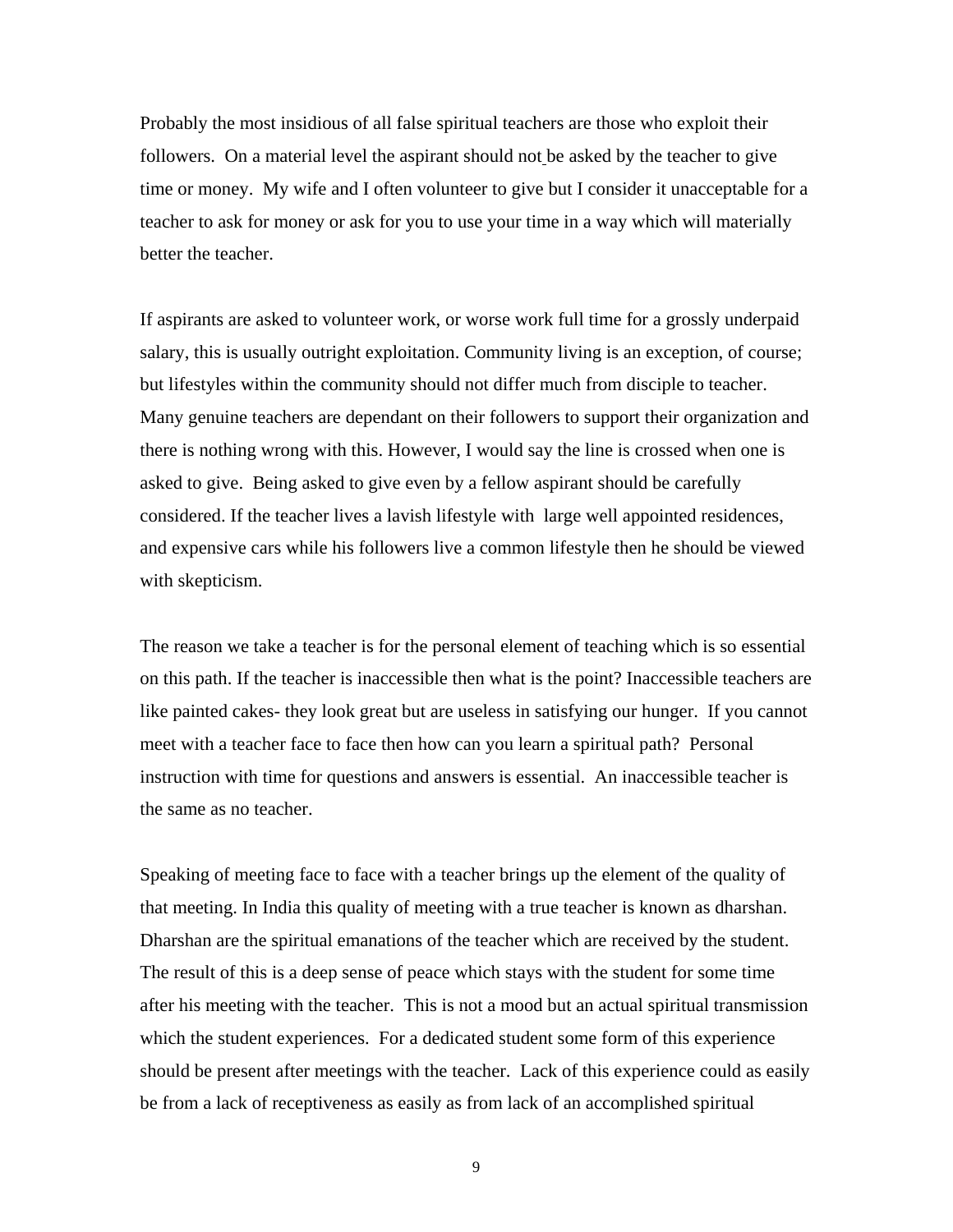Probably the most insidious of all false spiritual teachers are those who exploit their followers. On a material level the aspirant should not be asked by the teacher to give time or money. My wife and I often volunteer to give but I consider it unacceptable for a teacher to ask for money or ask for you to use your time in a way which will materially better the teacher.

If aspirants are asked to volunteer work, or worse work full time for a grossly underpaid salary, this is usually outright exploitation. Community living is an exception, of course; but lifestyles within the community should not differ much from disciple to teacher. Many genuine teachers are dependant on their followers to support their organization and there is nothing wrong with this. However, I would say the line is crossed when one is asked to give. Being asked to give even by a fellow aspirant should be carefully considered. If the teacher lives a lavish lifestyle with large well appointed residences, and expensive cars while his followers live a common lifestyle then he should be viewed with skepticism.

The reason we take a teacher is for the personal element of teaching which is so essential on this path. If the teacher is inaccessible then what is the point? Inaccessible teachers are like painted cakes- they look great but are useless in satisfying our hunger. If you cannot meet with a teacher face to face then how can you learn a spiritual path? Personal instruction with time for questions and answers is essential. An inaccessible teacher is the same as no teacher.

Speaking of meeting face to face with a teacher brings up the element of the quality of that meeting. In India this quality of meeting with a true teacher is known as dharshan. Dharshan are the spiritual emanations of the teacher which are received by the student. The result of this is a deep sense of peace which stays with the student for some time after his meeting with the teacher. This is not a mood but an actual spiritual transmission which the student experiences. For a dedicated student some form of this experience should be present after meetings with the teacher. Lack of this experience could as easily be from a lack of receptiveness as easily as from lack of an accomplished spiritual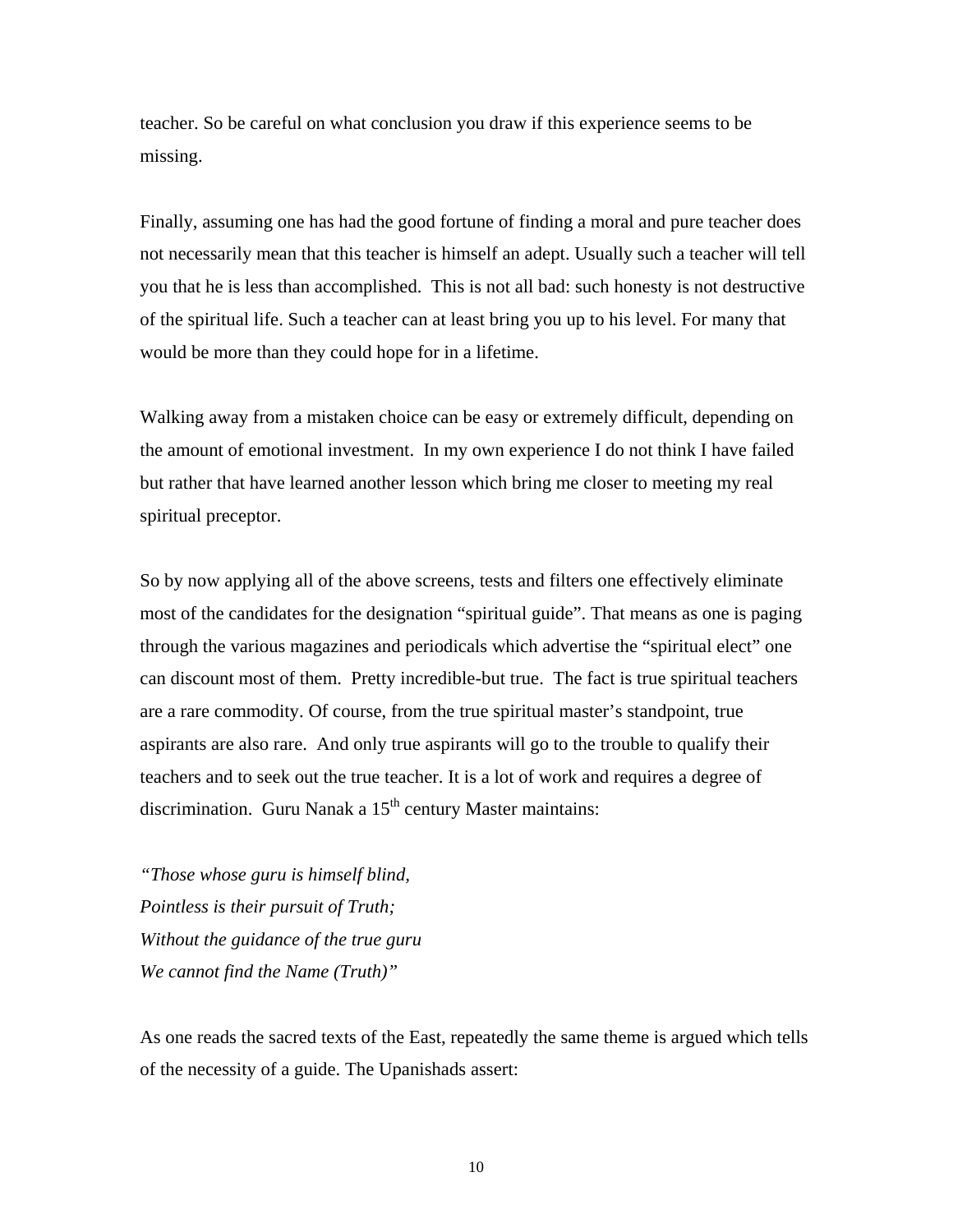teacher. So be careful on what conclusion you draw if this experience seems to be missing.

Finally, assuming one has had the good fortune of finding a moral and pure teacher does not necessarily mean that this teacher is himself an adept. Usually such a teacher will tell you that he is less than accomplished. This is not all bad: such honesty is not destructive of the spiritual life. Such a teacher can at least bring you up to his level. For many that would be more than they could hope for in a lifetime.

Walking away from a mistaken choice can be easy or extremely difficult, depending on the amount of emotional investment. In my own experience I do not think I have failed but rather that have learned another lesson which bring me closer to meeting my real spiritual preceptor.

So by now applying all of the above screens, tests and filters one effectively eliminate most of the candidates for the designation "spiritual guide". That means as one is paging through the various magazines and periodicals which advertise the "spiritual elect" one can discount most of them. Pretty incredible-but true. The fact is true spiritual teachers are a rare commodity. Of course, from the true spiritual master's standpoint, true aspirants are also rare. And only true aspirants will go to the trouble to qualify their teachers and to seek out the true teacher. It is a lot of work and requires a degree of discrimination. Guru Nanak a 15th century Master maintains:

*"Those whose guru is himself blind,*
*Pointless is their pursuit of Truth;*
*Without the guidance of the true guru*
*We cannot find the Name (Truth)"*

As one reads the sacred texts of the East, repeatedly the same theme is argued which tells of the necessity of a guide. The Upanishads assert: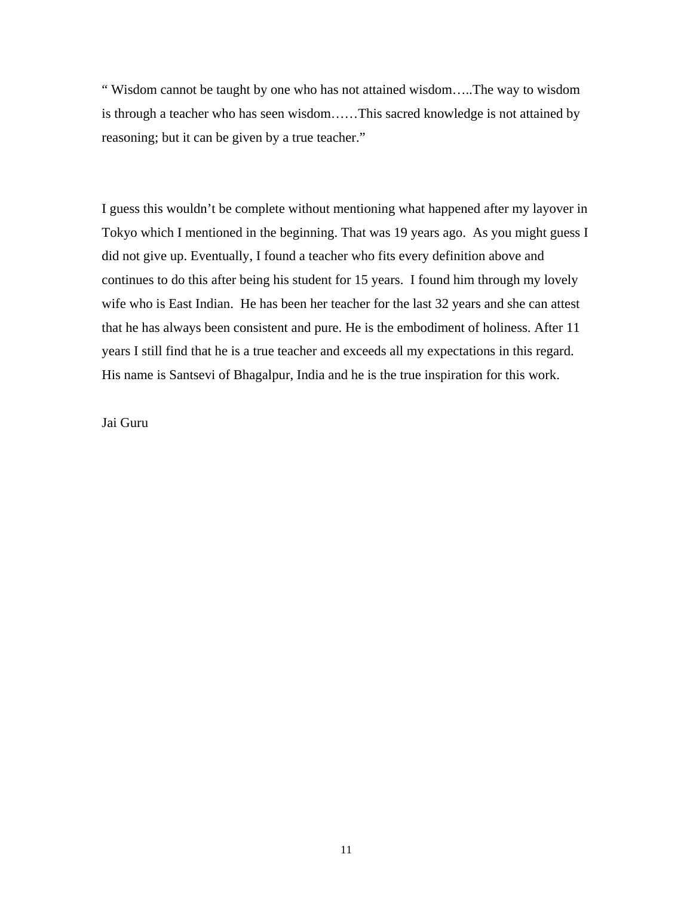" Wisdom cannot be taught by one who has not attained wisdom…..The way to wisdom is through a teacher who has seen wisdom……This sacred knowledge is not attained by reasoning; but it can be given by a true teacher."

I guess this wouldn't be complete without mentioning what happened after my layover in Tokyo which I mentioned in the beginning. That was 19 years ago. As you might guess I did not give up. Eventually, I found a teacher who fits every definition above and continues to do this after being his student for 15 years. I found him through my lovely wife who is East Indian. He has been her teacher for the last 32 years and she can attest that he has always been consistent and pure. He is the embodiment of holiness. After 11 years I still find that he is a true teacher and exceeds all my expectations in this regard. His name is Santsevi of Bhagalpur, India and he is the true inspiration for this work.

Jai Guru